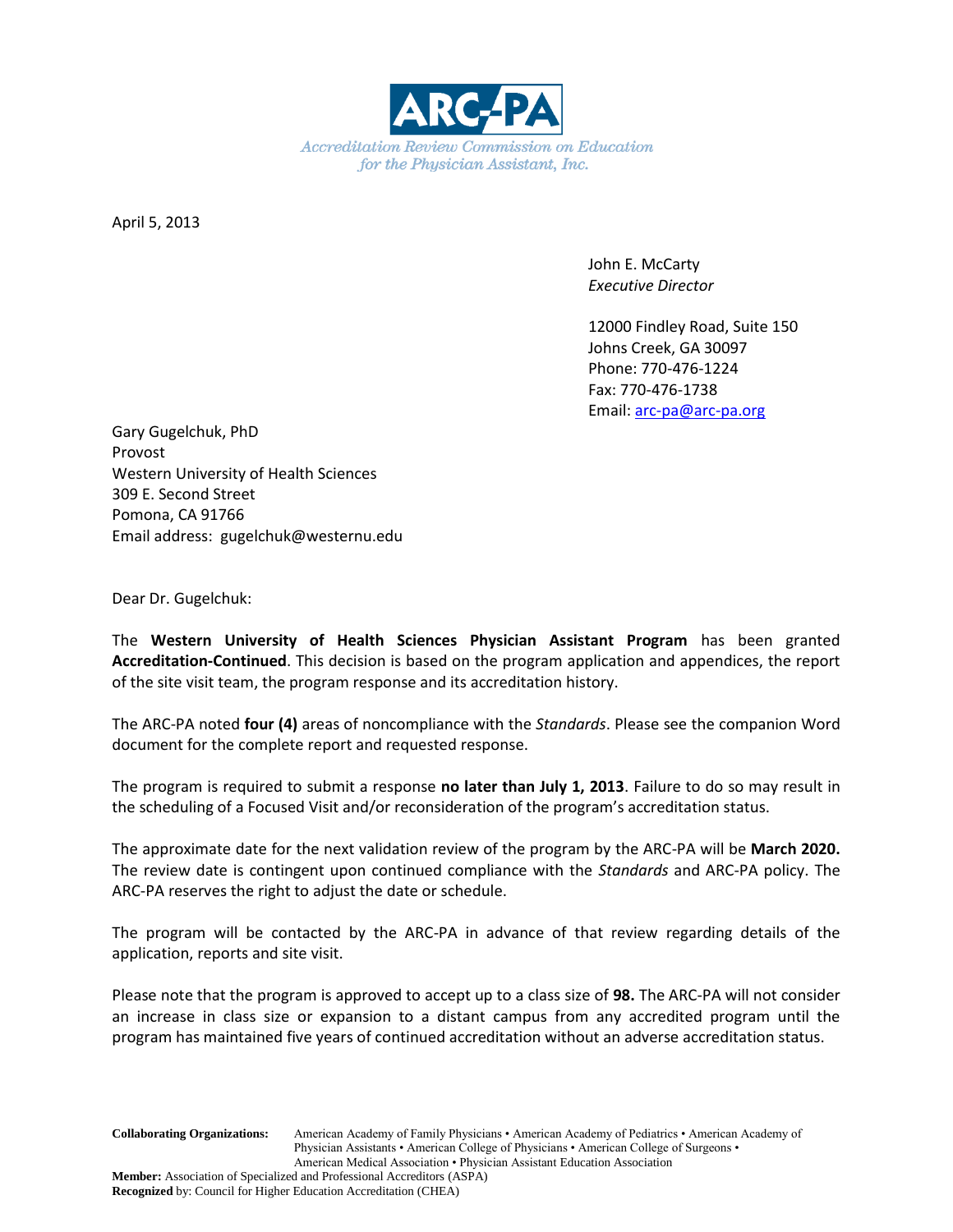ARC-PA

*Accreditation Review Commission on Education for the Physician Assistant, Inc.*

April 5, 2013

John E. McCarty
*Executive Director*

12000 Findley Road, Suite 150
Johns Creek, GA 30097
Phone: 770-476-1224
Fax: 770-476-1738
Email: arc-pa@arc-pa.org

Gary Gugelchuk, PhD
Provost
Western University of Health Sciences
309 E. Second Street
Pomona, CA 91766
Email address: gugelchuk@westernu.edu

Dear Dr. Gugelchuk:

The **Western University of Health Sciences Physician Assistant Program** has been granted **Accreditation-Continued**. This decision is based on the program application and appendices, the report of the site visit team, the program response and its accreditation history.

The ARC-PA noted **four (4)** areas of noncompliance with the *Standards*. Please see the companion Word document for the complete report and requested response.

The program is required to submit a response **no later than July 1, 2013**. Failure to do so may result in the scheduling of a Focused Visit and/or reconsideration of the program's accreditation status.

The approximate date for the next validation review of the program by the ARC-PA will be **March 2020.** The review date is contingent upon continued compliance with the *Standards* and ARC-PA policy. The ARC-PA reserves the right to adjust the date or schedule.

The program will be contacted by the ARC-PA in advance of that review regarding details of the application, reports and site visit.

Please note that the program is approved to accept up to a class size of **98.** The ARC-PA will not consider an increase in class size or expansion to a distant campus from any accredited program until the program has maintained five years of continued accreditation without an adverse accreditation status.

**Collaborating Organizations:** American Academy of Family Physicians • American Academy of Pediatrics • American Academy of Physician Assistants • American College of Physicians • American College of Surgeons • American Medical Association • Physician Assistant Education Association
**Member:** Association of Specialized and Professional Accreditors (ASPA)
**Recognized** by: Council for Higher Education Accreditation (CHEA)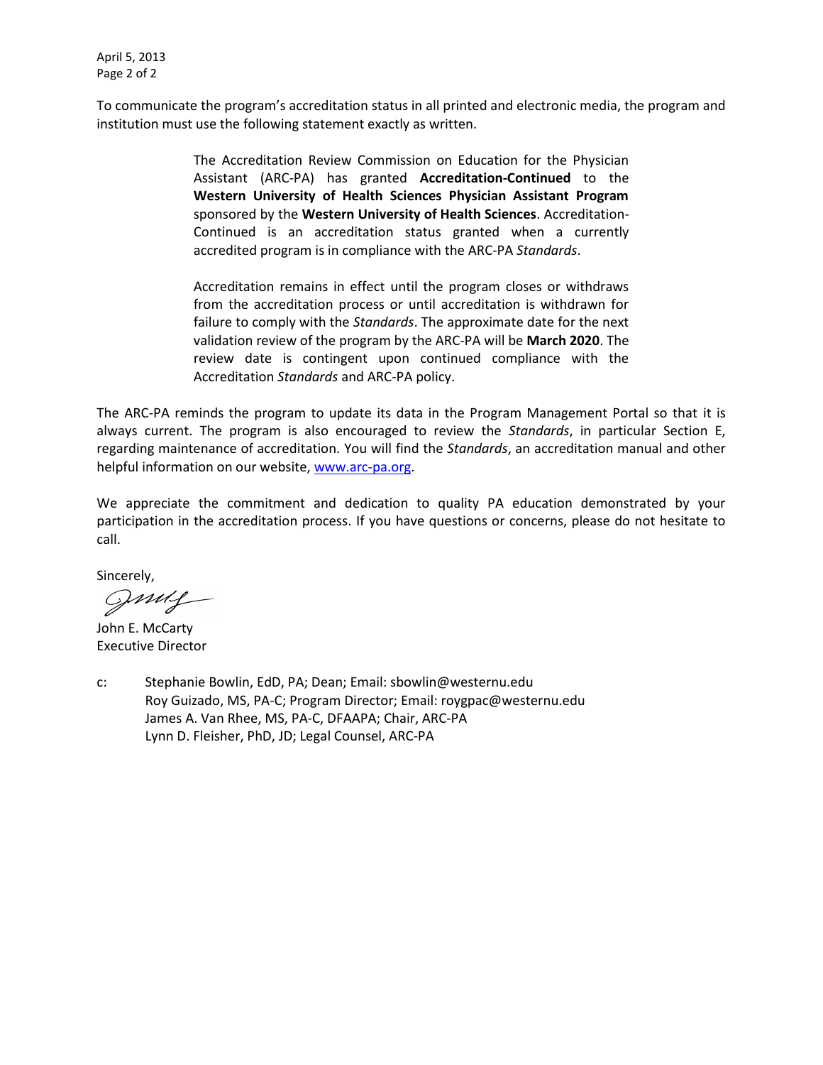To communicate the program's accreditation status in all printed and electronic media, the program and institution must use the following statement exactly as written.

> The Accreditation Review Commission on Education for the Physician Assistant (ARC-PA) has granted **Accreditation-Continued** to the **Western University of Health Sciences Physician Assistant Program** sponsored by the **Western University of Health Sciences**. Accreditation-Continued is an accreditation status granted when a currently accredited program is in compliance with the ARC-PA *Standards*.
>
> Accreditation remains in effect until the program closes or withdraws from the accreditation process or until accreditation is withdrawn for failure to comply with the *Standards*. The approximate date for the next validation review of the program by the ARC-PA will be **March 2020**. The review date is contingent upon continued compliance with the Accreditation *Standards* and ARC-PA policy.

The ARC-PA reminds the program to update its data in the Program Management Portal so that it is always current. The program is also encouraged to review the *Standards*, in particular Section E, regarding maintenance of accreditation. You will find the *Standards*, an accreditation manual and other helpful information on our website, www.arc-pa.org.

We appreciate the commitment and dedication to quality PA education demonstrated by your participation in the accreditation process. If you have questions or concerns, please do not hesitate to call.

Sincerely,

John E. McCarty
Executive Director

c: Stephanie Bowlin, EdD, PA; Dean; Email: sbowlin@westernu.edu
Roy Guizado, MS, PA-C; Program Director; Email: roygpac@westernu.edu
James A. Van Rhee, MS, PA-C, DFAAPA; Chair, ARC-PA
Lynn D. Fleisher, PhD, JD; Legal Counsel, ARC-PA